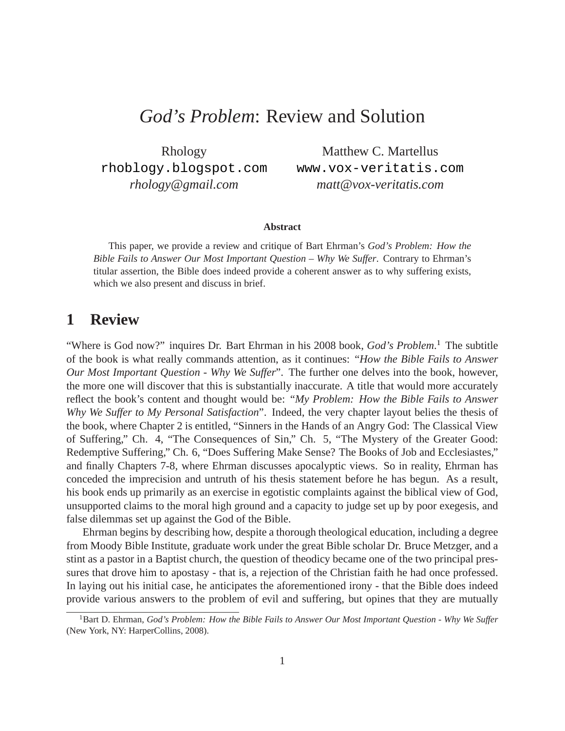# *God's Problem*: Review and Solution

Rhology
rhoblogy.blogspot.com
*rhology@gmail.com*

Matthew C. Martellus
www.vox-veritatis.com
*matt@vox-veritatis.com*

**Abstract**

This paper, we provide a review and critique of Bart Ehrman's *God's Problem: How the Bible Fails to Answer Our Most Important Question – Why We Suffer*. Contrary to Ehrman's titular assertion, the Bible does indeed provide a coherent answer as to why suffering exists, which we also present and discuss in brief.

## 1 Review

"Where is God now?" inquires Dr. Bart Ehrman in his 2008 book, *God's Problem*.[1] The subtitle of the book is what really commands attention, as it continues: "*How the Bible Fails to Answer Our Most Important Question - Why We Suffer*". The further one delves into the book, however, the more one will discover that this is substantially inaccurate. A title that would more accurately reflect the book's content and thought would be: "*My Problem: How the Bible Fails to Answer Why We Suffer to My Personal Satisfaction*". Indeed, the very chapter layout belies the thesis of the book, where Chapter 2 is entitled, "Sinners in the Hands of an Angry God: The Classical View of Suffering," Ch. 4, "The Consequences of Sin," Ch. 5, "The Mystery of the Greater Good: Redemptive Suffering," Ch. 6, "Does Suffering Make Sense? The Books of Job and Ecclesiastes," and finally Chapters 7-8, where Ehrman discusses apocalyptic views. So in reality, Ehrman has conceded the imprecision and untruth of his thesis statement before he has begun. As a result, his book ends up primarily as an exercise in egotistic complaints against the biblical view of God, unsupported claims to the moral high ground and a capacity to judge set up by poor exegesis, and false dilemmas set up against the God of the Bible.

Ehrman begins by describing how, despite a thorough theological education, including a degree from Moody Bible Institute, graduate work under the great Bible scholar Dr. Bruce Metzger, and a stint as a pastor in a Baptist church, the question of theodicy became one of the two principal pressures that drove him to apostasy - that is, a rejection of the Christian faith he had once professed. In laying out his initial case, he anticipates the aforementioned irony - that the Bible does indeed provide various answers to the problem of evil and suffering, but opines that they are mutually

[1] Bart D. Ehrman, *God's Problem: How the Bible Fails to Answer Our Most Important Question - Why We Suffer* (New York, NY: HarperCollins, 2008).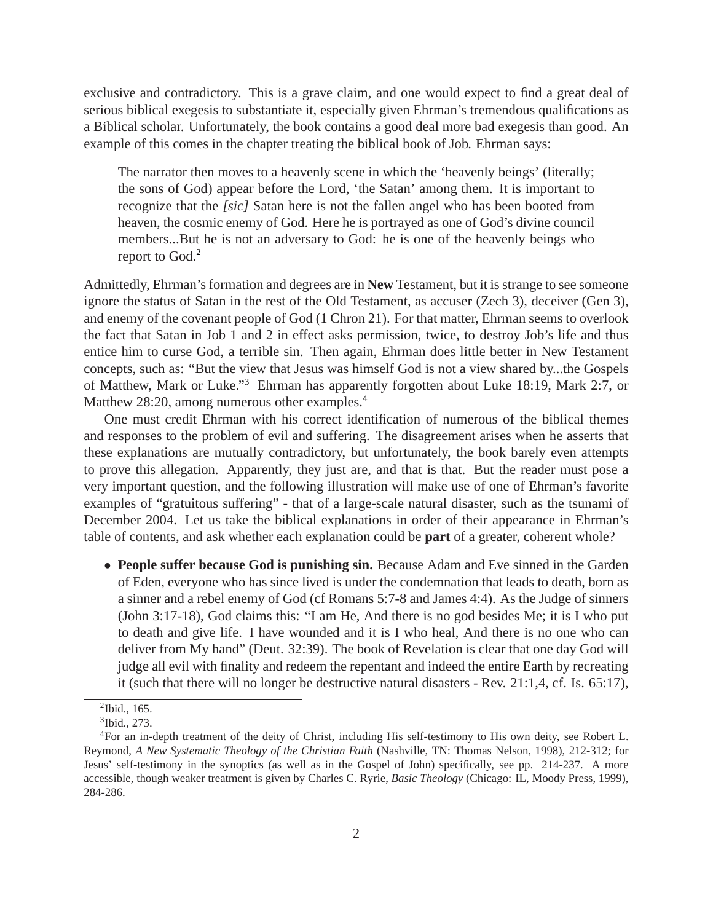exclusive and contradictory. This is a grave claim, and one would expect to find a great deal of serious biblical exegesis to substantiate it, especially given Ehrman's tremendous qualifications as a Biblical scholar. Unfortunately, the book contains a good deal more bad exegesis than good. An example of this comes in the chapter treating the biblical book of Job. Ehrman says:

> The narrator then moves to a heavenly scene in which the 'heavenly beings' (literally; the sons of God) appear before the Lord, 'the Satan' among them. It is important to recognize that the *[sic]* Satan here is not the fallen angel who has been booted from heaven, the cosmic enemy of God. Here he is portrayed as one of God's divine council members...But he is not an adversary to God: he is one of the heavenly beings who report to God.[2]

Admittedly, Ehrman's formation and degrees are in **New** Testament, but it is strange to see someone ignore the status of Satan in the rest of the Old Testament, as accuser (Zech 3), deceiver (Gen 3), and enemy of the covenant people of God (1 Chron 21). For that matter, Ehrman seems to overlook the fact that Satan in Job 1 and 2 in effect asks permission, twice, to destroy Job's life and thus entice him to curse God, a terrible sin. Then again, Ehrman does little better in New Testament concepts, such as: "But the view that Jesus was himself God is not a view shared by...the Gospels of Matthew, Mark or Luke."[3] Ehrman has apparently forgotten about Luke 18:19, Mark 2:7, or Matthew 28:20, among numerous other examples.[4]

One must credit Ehrman with his correct identification of numerous of the biblical themes and responses to the problem of evil and suffering. The disagreement arises when he asserts that these explanations are mutually contradictory, but unfortunately, the book barely even attempts to prove this allegation. Apparently, they just are, and that is that. But the reader must pose a very important question, and the following illustration will make use of one of Ehrman's favorite examples of "gratuitous suffering" - that of a large-scale natural disaster, such as the tsunami of December 2004. Let us take the biblical explanations in order of their appearance in Ehrman's table of contents, and ask whether each explanation could be **part** of a greater, coherent whole?

- **People suffer because God is punishing sin.** Because Adam and Eve sinned in the Garden of Eden, everyone who has since lived is under the condemnation that leads to death, born as a sinner and a rebel enemy of God (cf Romans 5:7-8 and James 4:4). As the Judge of sinners (John 3:17-18), God claims this: "I am He, And there is no god besides Me; it is I who put to death and give life. I have wounded and it is I who heal, And there is no one who can deliver from My hand" (Deut. 32:39). The book of Revelation is clear that one day God will judge all evil with finality and redeem the repentant and indeed the entire Earth by recreating it (such that there will no longer be destructive natural disasters - Rev. 21:1,4, cf. Is. 65:17),

[2]Ibid., 165.

[3]Ibid., 273.

[4]For an in-depth treatment of the deity of Christ, including His self-testimony to His own deity, see Robert L. Reymond, *A New Systematic Theology of the Christian Faith* (Nashville, TN: Thomas Nelson, 1998), 212-312; for Jesus' self-testimony in the synoptics (as well as in the Gospel of John) specifically, see pp. 214-237. A more accessible, though weaker treatment is given by Charles C. Ryrie, *Basic Theology* (Chicago: IL, Moody Press, 1999), 284-286.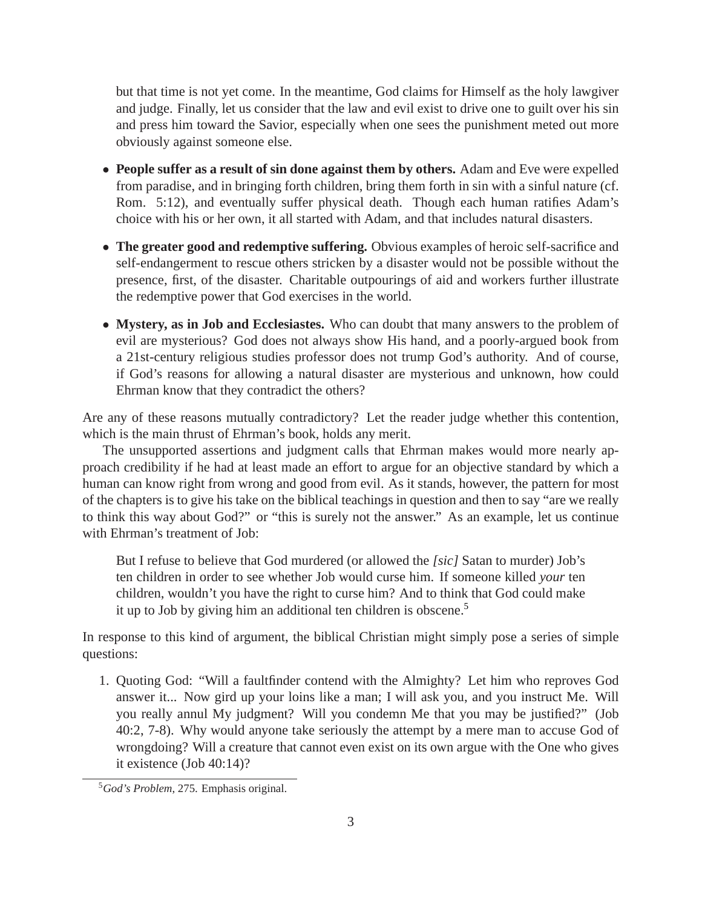but that time is not yet come. In the meantime, God claims for Himself as the holy lawgiver and judge. Finally, let us consider that the law and evil exist to drive one to guilt over his sin and press him toward the Savior, especially when one sees the punishment meted out more obviously against someone else.

- **People suffer as a result of sin done against them by others.** Adam and Eve were expelled from paradise, and in bringing forth children, bring them forth in sin with a sinful nature (cf. Rom. 5:12), and eventually suffer physical death. Though each human ratifies Adam's choice with his or her own, it all started with Adam, and that includes natural disasters.
- **The greater good and redemptive suffering.** Obvious examples of heroic self-sacrifice and self-endangerment to rescue others stricken by a disaster would not be possible without the presence, first, of the disaster. Charitable outpourings of aid and workers further illustrate the redemptive power that God exercises in the world.
- **Mystery, as in Job and Ecclesiastes.** Who can doubt that many answers to the problem of evil are mysterious? God does not always show His hand, and a poorly-argued book from a 21st-century religious studies professor does not trump God's authority. And of course, if God's reasons for allowing a natural disaster are mysterious and unknown, how could Ehrman know that they contradict the others?

Are any of these reasons mutually contradictory? Let the reader judge whether this contention, which is the main thrust of Ehrman's book, holds any merit.

The unsupported assertions and judgment calls that Ehrman makes would more nearly approach credibility if he had at least made an effort to argue for an objective standard by which a human can know right from wrong and good from evil. As it stands, however, the pattern for most of the chapters is to give his take on the biblical teachings in question and then to say "are we really to think this way about God?" or "this is surely not the answer." As an example, let us continue with Ehrman's treatment of Job:

> But I refuse to believe that God murdered (or allowed the *[sic]* Satan to murder) Job's ten children in order to see whether Job would curse him. If someone killed *your* ten children, wouldn't you have the right to curse him? And to think that God could make it up to Job by giving him an additional ten children is obscene.[5]

In response to this kind of argument, the biblical Christian might simply pose a series of simple questions:

1. Quoting God: "Will a faultfinder contend with the Almighty? Let him who reproves God answer it... Now gird up your loins like a man; I will ask you, and you instruct Me. Will you really annul My judgment? Will you condemn Me that you may be justified?" (Job 40:2, 7-8). Why would anyone take seriously the attempt by a mere man to accuse God of wrongdoing? Will a creature that cannot even exist on its own argue with the One who gives it existence (Job 40:14)?

[5] *God's Problem*, 275. Emphasis original.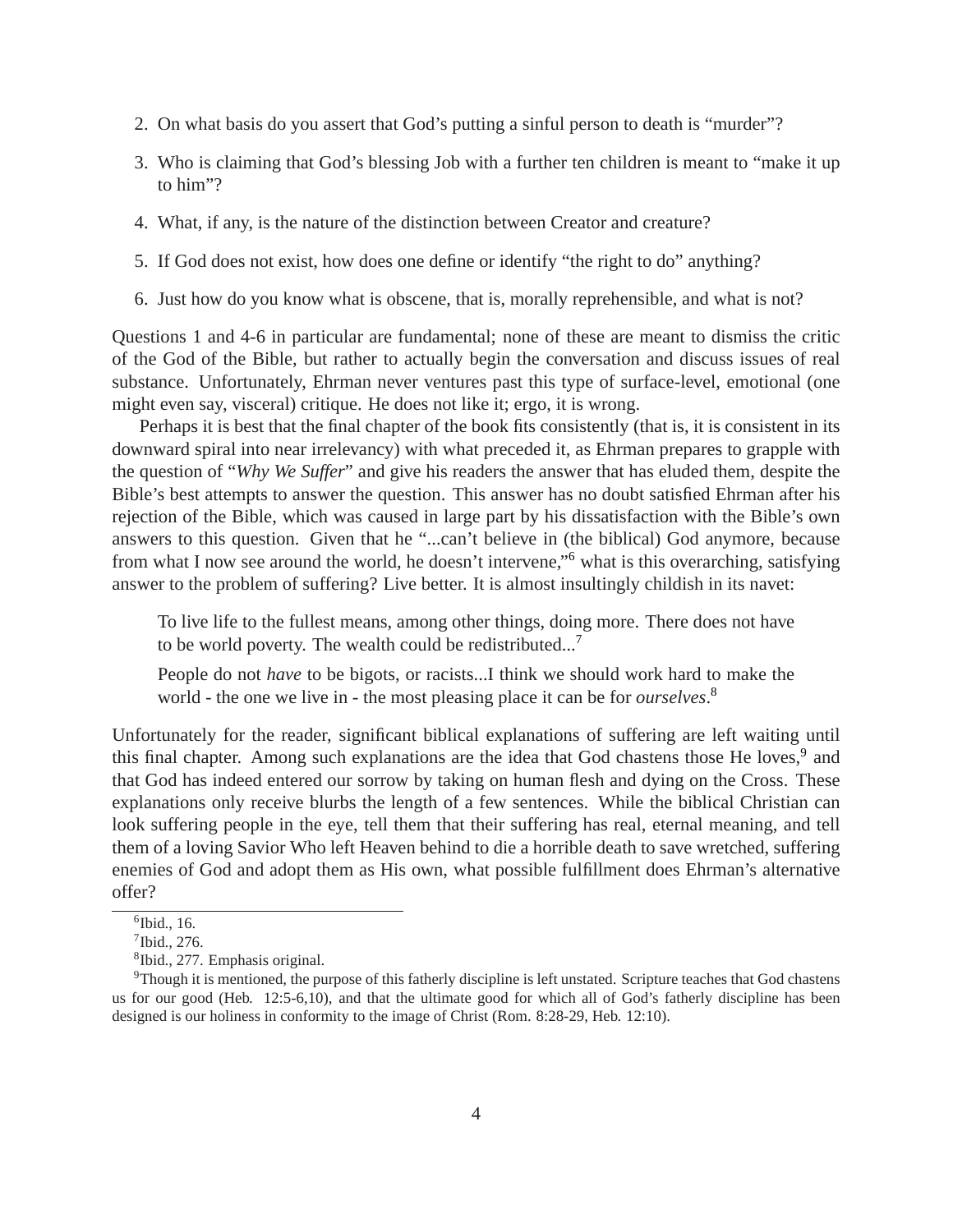2. On what basis do you assert that God's putting a sinful person to death is "murder"?
3. Who is claiming that God's blessing Job with a further ten children is meant to "make it up to him"?
4. What, if any, is the nature of the distinction between Creator and creature?
5. If God does not exist, how does one define or identify "the right to do" anything?
6. Just how do you know what is obscene, that is, morally reprehensible, and what is not?

Questions 1 and 4-6 in particular are fundamental; none of these are meant to dismiss the critic of the God of the Bible, but rather to actually begin the conversation and discuss issues of real substance. Unfortunately, Ehrman never ventures past this type of surface-level, emotional (one might even say, visceral) critique. He does not like it; ergo, it is wrong.

Perhaps it is best that the final chapter of the book fits consistently (that is, it is consistent in its downward spiral into near irrelevancy) with what preceded it, as Ehrman prepares to grapple with the question of "*Why We Suffer*" and give his readers the answer that has eluded them, despite the Bible's best attempts to answer the question. This answer has no doubt satisfied Ehrman after his rejection of the Bible, which was caused in large part by his dissatisfaction with the Bible's own answers to this question. Given that he "...can't believe in (the biblical) God anymore, because from what I now see around the world, he doesn't intervene,"[6] what is this overarching, satisfying answer to the problem of suffering? Live better. It is almost insultingly childish in its navet:

> To live life to the fullest means, among other things, doing more. There does not have to be world poverty. The wealth could be redistributed...[7]
>
> People do not *have* to be bigots, or racists...I think we should work hard to make the world - the one we live in - the most pleasing place it can be for *ourselves*.[8]

Unfortunately for the reader, significant biblical explanations of suffering are left waiting until this final chapter. Among such explanations are the idea that God chastens those He loves,[9] and that God has indeed entered our sorrow by taking on human flesh and dying on the Cross. These explanations only receive blurbs the length of a few sentences. While the biblical Christian can look suffering people in the eye, tell them that their suffering has real, eternal meaning, and tell them of a loving Savior Who left Heaven behind to die a horrible death to save wretched, suffering enemies of God and adopt them as His own, what possible fulfillment does Ehrman's alternative offer?

---

[6] Ibid., 16.

[7] Ibid., 276.

[8] Ibid., 277. Emphasis original.

[9] Though it is mentioned, the purpose of this fatherly discipline is left unstated. Scripture teaches that God chastens us for our good (Heb. 12:5-6,10), and that the ultimate good for which all of God's fatherly discipline has been designed is our holiness in conformity to the image of Christ (Rom. 8:28-29, Heb. 12:10).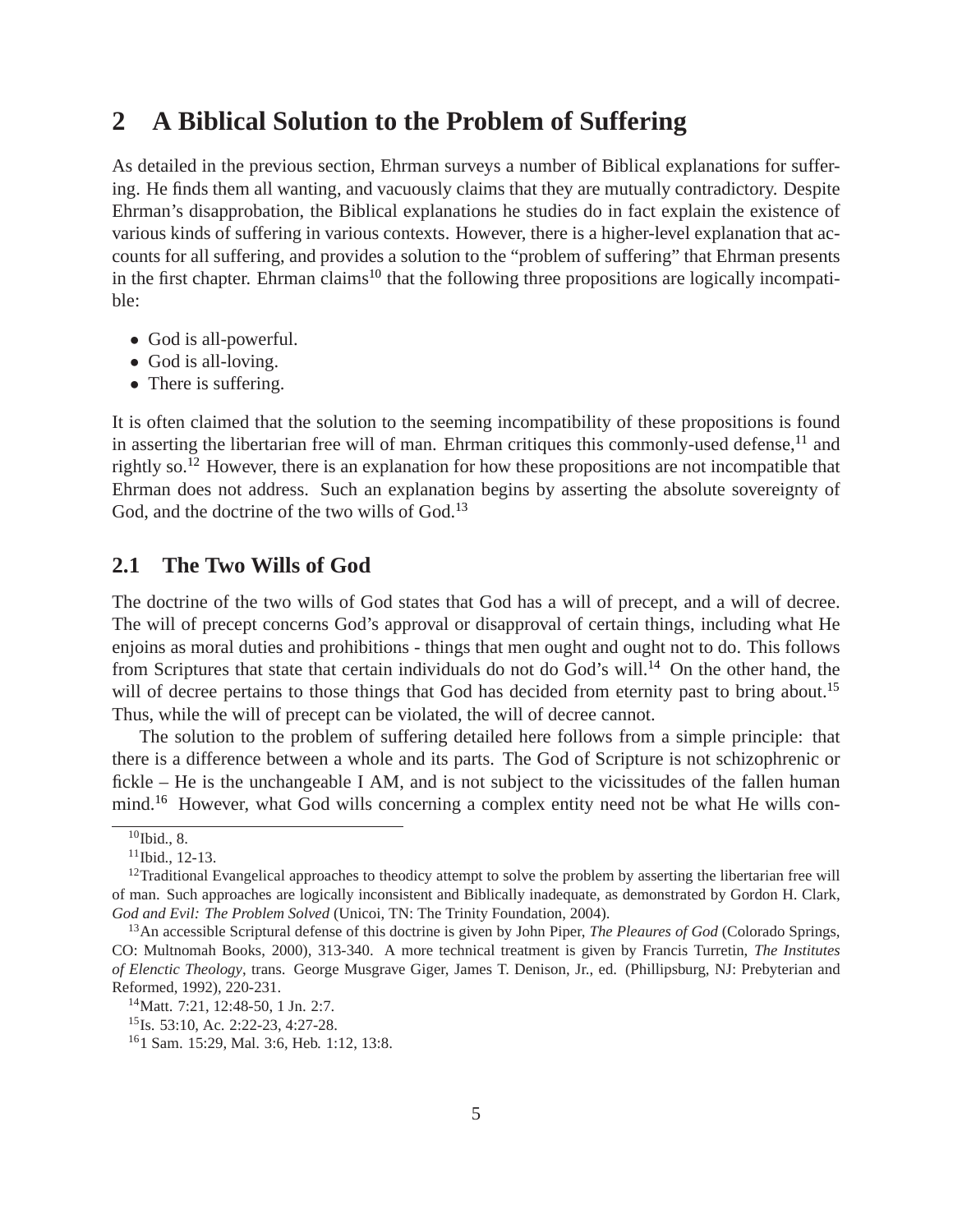## 2 A Biblical Solution to the Problem of Suffering

As detailed in the previous section, Ehrman surveys a number of Biblical explanations for suffering. He finds them all wanting, and vacuously claims that they are mutually contradictory. Despite Ehrman's disapprobation, the Biblical explanations he studies do in fact explain the existence of various kinds of suffering in various contexts. However, there is a higher-level explanation that accounts for all suffering, and provides a solution to the "problem of suffering" that Ehrman presents in the first chapter. Ehrman claims[10] that the following three propositions are logically incompatible:

- God is all-powerful.
- God is all-loving.
- There is suffering.

It is often claimed that the solution to the seeming incompatibility of these propositions is found in asserting the libertarian free will of man. Ehrman critiques this commonly-used defense,[11] and rightly so.[12] However, there is an explanation for how these propositions are not incompatible that Ehrman does not address. Such an explanation begins by asserting the absolute sovereignty of God, and the doctrine of the two wills of God.[13]

### 2.1 The Two Wills of God

The doctrine of the two wills of God states that God has a will of precept, and a will of decree. The will of precept concerns God's approval or disapproval of certain things, including what He enjoins as moral duties and prohibitions - things that men ought and ought not to do. This follows from Scriptures that state that certain individuals do not do God's will.[14] On the other hand, the will of decree pertains to those things that God has decided from eternity past to bring about.[15] Thus, while the will of precept can be violated, the will of decree cannot.

The solution to the problem of suffering detailed here follows from a simple principle: that there is a difference between a whole and its parts. The God of Scripture is not schizophrenic or fickle – He is the unchangeable I AM, and is not subject to the vicissitudes of the fallen human mind.[16] However, what God wills concerning a complex entity need not be what He wills con-

---

[10] Ibid., 8.

[11] Ibid., 12-13.

[12] Traditional Evangelical approaches to theodicy attempt to solve the problem by asserting the libertarian free will of man. Such approaches are logically inconsistent and Biblically inadequate, as demonstrated by Gordon H. Clark, *God and Evil: The Problem Solved* (Unicoi, TN: The Trinity Foundation, 2004).

[13] An accessible Scriptural defense of this doctrine is given by John Piper, *The Pleaures of God* (Colorado Springs, CO: Multnomah Books, 2000), 313-340. A more technical treatment is given by Francis Turretin, *The Institutes of Elenctic Theology*, trans. George Musgrave Giger, James T. Denison, Jr., ed. (Phillipsburg, NJ: Prebyterian and Reformed, 1992), 220-231.

[14] Matt. 7:21, 12:48-50, 1 Jn. 2:7.

[15] Is. 53:10, Ac. 2:22-23, 4:27-28.

[16] 1 Sam. 15:29, Mal. 3:6, Heb. 1:12, 13:8.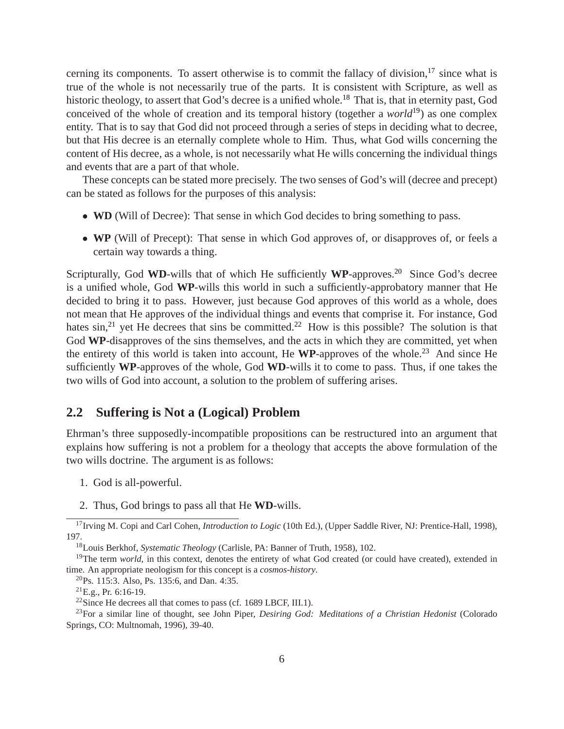cerning its components. To assert otherwise is to commit the fallacy of division,[17] since what is true of the whole is not necessarily true of the parts. It is consistent with Scripture, as well as historic theology, to assert that God's decree is a unified whole.[18] That is, that in eternity past, God conceived of the whole of creation and its temporal history (together a *world*[19]) as one complex entity. That is to say that God did not proceed through a series of steps in deciding what to decree, but that His decree is an eternally complete whole to Him. Thus, what God wills concerning the content of His decree, as a whole, is not necessarily what He wills concerning the individual things and events that are a part of that whole.

These concepts can be stated more precisely. The two senses of God's will (decree and precept) can be stated as follows for the purposes of this analysis:

- **WD** (Will of Decree): That sense in which God decides to bring something to pass.
- **WP** (Will of Precept): That sense in which God approves of, or disapproves of, or feels a certain way towards a thing.

Scripturally, God **WD**-wills that of which He sufficiently **WP**-approves.[20] Since God's decree is a unified whole, God **WP**-wills this world in such a sufficiently-approbatory manner that He decided to bring it to pass. However, just because God approves of this world as a whole, does not mean that He approves of the individual things and events that comprise it. For instance, God hates sin,[21] yet He decrees that sins be committed.[22] How is this possible? The solution is that God **WP**-disapproves of the sins themselves, and the acts in which they are committed, yet when the entirety of this world is taken into account, He **WP**-approves of the whole.[23] And since He sufficiently **WP**-approves of the whole, God **WD**-wills it to come to pass. Thus, if one takes the two wills of God into account, a solution to the problem of suffering arises.

## 2.2 Suffering is Not a (Logical) Problem

Ehrman's three supposedly-incompatible propositions can be restructured into an argument that explains how suffering is not a problem for a theology that accepts the above formulation of the two wills doctrine. The argument is as follows:

1. God is all-powerful.
2. Thus, God brings to pass all that He **WD**-wills.

---

[17] Irving M. Copi and Carl Cohen, *Introduction to Logic* (10th Ed.), (Upper Saddle River, NJ: Prentice-Hall, 1998), 197.

[18] Louis Berkhof, *Systematic Theology* (Carlisle, PA: Banner of Truth, 1958), 102.

[19] The term *world*, in this context, denotes the entirety of what God created (or could have created), extended in time. An appropriate neologism for this concept is a *cosmos-history*.

[20] Ps. 115:3. Also, Ps. 135:6, and Dan. 4:35.

[21] E.g., Pr. 6:16-19.

[22] Since He decrees all that comes to pass (cf. 1689 LBCF, III.1).

[23] For a similar line of thought, see John Piper, *Desiring God: Meditations of a Christian Hedonist* (Colorado Springs, CO: Multnomah, 1996), 39-40.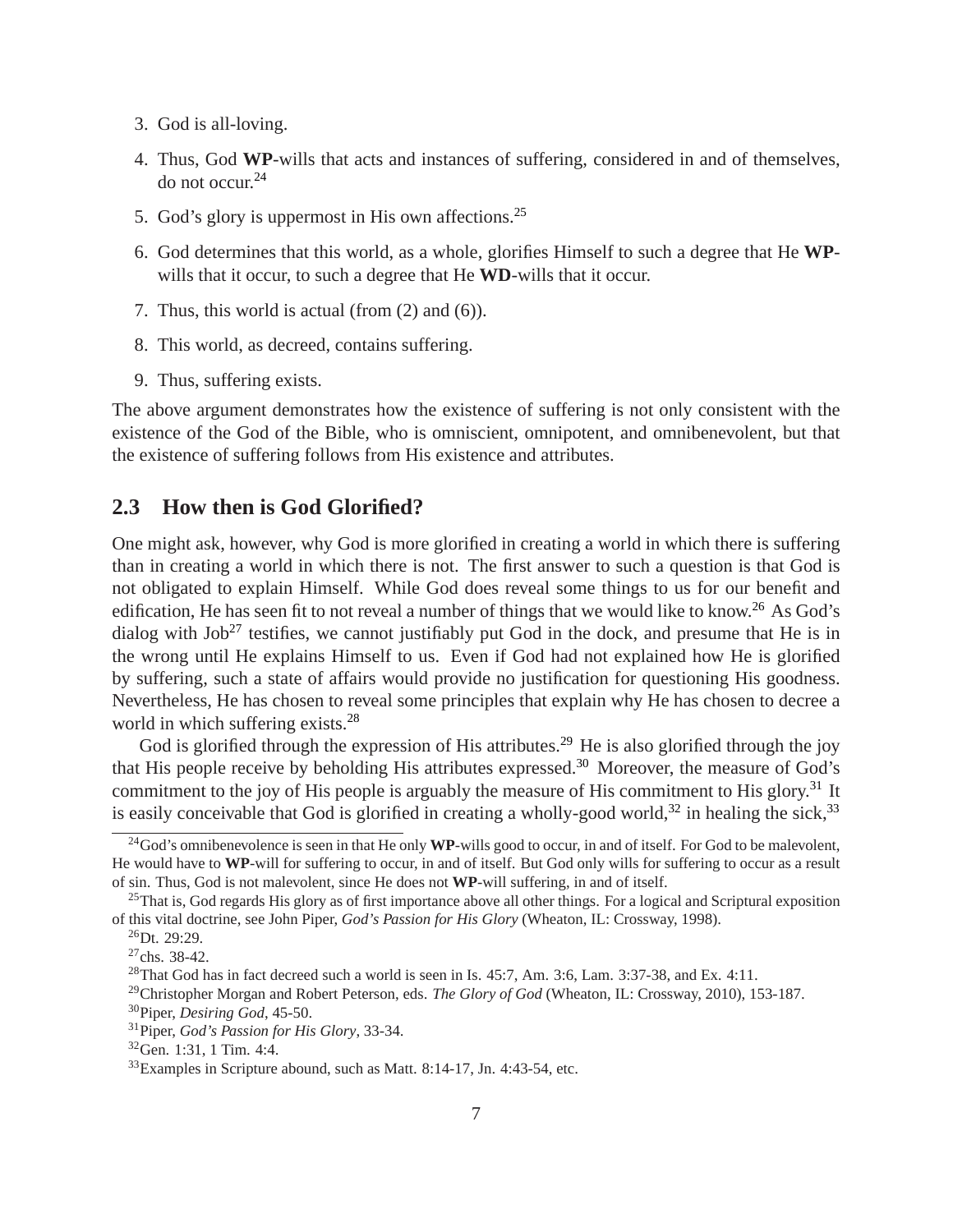3. God is all-loving.
4. Thus, God **WP**-wills that acts and instances of suffering, considered in and of themselves, do not occur.[24]
5. God's glory is uppermost in His own affections.[25]
6. God determines that this world, as a whole, glorifies Himself to such a degree that He **WP**-wills that it occur, to such a degree that He **WD**-wills that it occur.
7. Thus, this world is actual (from (2) and (6)).
8. This world, as decreed, contains suffering.
9. Thus, suffering exists.

The above argument demonstrates how the existence of suffering is not only consistent with the existence of the God of the Bible, who is omniscient, omnipotent, and omnibenevolent, but that the existence of suffering follows from His existence and attributes.

## 2.3 How then is God Glorified?

One might ask, however, why God is more glorified in creating a world in which there is suffering than in creating a world in which there is not. The first answer to such a question is that God is not obligated to explain Himself. While God does reveal some things to us for our benefit and edification, He has seen fit to not reveal a number of things that we would like to know.[26] As God's dialog with Job[27] testifies, we cannot justifiably put God in the dock, and presume that He is in the wrong until He explains Himself to us. Even if God had not explained how He is glorified by suffering, such a state of affairs would provide no justification for questioning His goodness. Nevertheless, He has chosen to reveal some principles that explain why He has chosen to decree a world in which suffering exists.[28]

God is glorified through the expression of His attributes.[29] He is also glorified through the joy that His people receive by beholding His attributes expressed.[30] Moreover, the measure of God's commitment to the joy of His people is arguably the measure of His commitment to His glory.[31] It is easily conceivable that God is glorified in creating a wholly-good world,[32] in healing the sick,[33]

---

[24] God's omnibenevolence is seen in that He only **WP**-wills good to occur, in and of itself. For God to be malevolent, He would have to **WP**-will for suffering to occur, in and of itself. But God only wills for suffering to occur as a result of sin. Thus, God is not malevolent, since He does not **WP**-will suffering, in and of itself.

[25] That is, God regards His glory as of first importance above all other things. For a logical and Scriptural exposition of this vital doctrine, see John Piper, *God's Passion for His Glory* (Wheaton, IL: Crossway, 1998).

[26] Dt. 29:29.

[27] chs. 38-42.

[28] That God has in fact decreed such a world is seen in Is. 45:7, Am. 3:6, Lam. 3:37-38, and Ex. 4:11.

[29] Christopher Morgan and Robert Peterson, eds. *The Glory of God* (Wheaton, IL: Crossway, 2010), 153-187.

[30] Piper, *Desiring God*, 45-50.

[31] Piper, *God's Passion for His Glory*, 33-34.

[32] Gen. 1:31, 1 Tim. 4:4.

[33] Examples in Scripture abound, such as Matt. 8:14-17, Jn. 4:43-54, etc.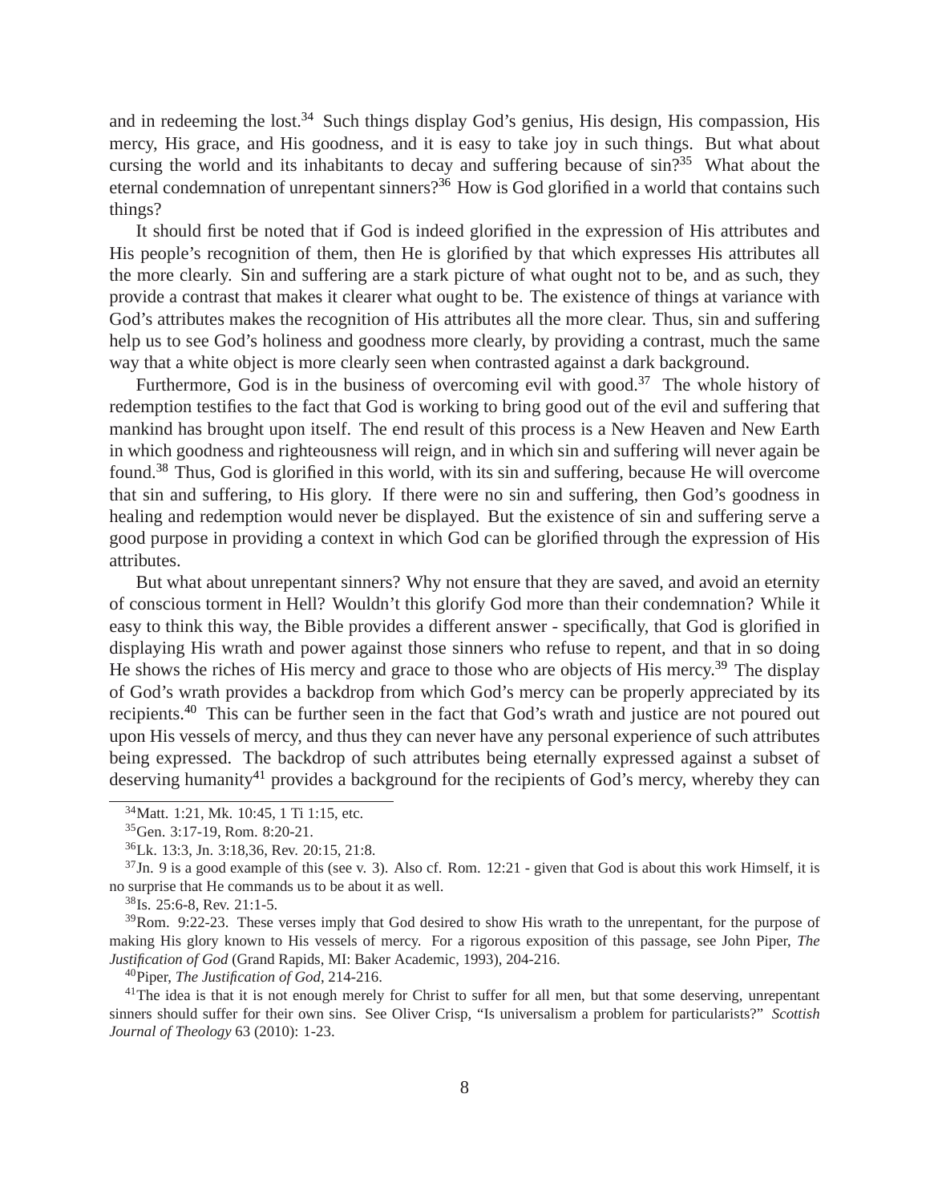and in redeeming the lost.[34] Such things display God's genius, His design, His compassion, His mercy, His grace, and His goodness, and it is easy to take joy in such things. But what about cursing the world and its inhabitants to decay and suffering because of sin?[35] What about the eternal condemnation of unrepentant sinners?[36] How is God glorified in a world that contains such things?

It should first be noted that if God is indeed glorified in the expression of His attributes and His people's recognition of them, then He is glorified by that which expresses His attributes all the more clearly. Sin and suffering are a stark picture of what ought not to be, and as such, they provide a contrast that makes it clearer what ought to be. The existence of things at variance with God's attributes makes the recognition of His attributes all the more clear. Thus, sin and suffering help us to see God's holiness and goodness more clearly, by providing a contrast, much the same way that a white object is more clearly seen when contrasted against a dark background.

Furthermore, God is in the business of overcoming evil with good.[37] The whole history of redemption testifies to the fact that God is working to bring good out of the evil and suffering that mankind has brought upon itself. The end result of this process is a New Heaven and New Earth in which goodness and righteousness will reign, and in which sin and suffering will never again be found.[38] Thus, God is glorified in this world, with its sin and suffering, because He will overcome that sin and suffering, to His glory. If there were no sin and suffering, then God's goodness in healing and redemption would never be displayed. But the existence of sin and suffering serve a good purpose in providing a context in which God can be glorified through the expression of His attributes.

But what about unrepentant sinners? Why not ensure that they are saved, and avoid an eternity of conscious torment in Hell? Wouldn't this glorify God more than their condemnation? While it easy to think this way, the Bible provides a different answer - specifically, that God is glorified in displaying His wrath and power against those sinners who refuse to repent, and that in so doing He shows the riches of His mercy and grace to those who are objects of His mercy.[39] The display of God's wrath provides a backdrop from which God's mercy can be properly appreciated by its recipients.[40] This can be further seen in the fact that God's wrath and justice are not poured out upon His vessels of mercy, and thus they can never have any personal experience of such attributes being expressed. The backdrop of such attributes being eternally expressed against a subset of deserving humanity[41] provides a background for the recipients of God's mercy, whereby they can

---

[34] Matt. 1:21, Mk. 10:45, 1 Ti 1:15, etc.

[35] Gen. 3:17-19, Rom. 8:20-21.

[36] Lk. 13:3, Jn. 3:18,36, Rev. 20:15, 21:8.

[37] Jn. 9 is a good example of this (see v. 3). Also cf. Rom. 12:21 - given that God is about this work Himself, it is no surprise that He commands us to be about it as well.

[38] Is. 25:6-8, Rev. 21:1-5.

[39] Rom. 9:22-23. These verses imply that God desired to show His wrath to the unrepentant, for the purpose of making His glory known to His vessels of mercy. For a rigorous exposition of this passage, see John Piper, *The Justification of God* (Grand Rapids, MI: Baker Academic, 1993), 204-216.

[40] Piper, *The Justification of God*, 214-216.

[41] The idea is that it is not enough merely for Christ to suffer for all men, but that some deserving, unrepentant sinners should suffer for their own sins. See Oliver Crisp, "Is universalism a problem for particularists?" *Scottish Journal of Theology* 63 (2010): 1-23.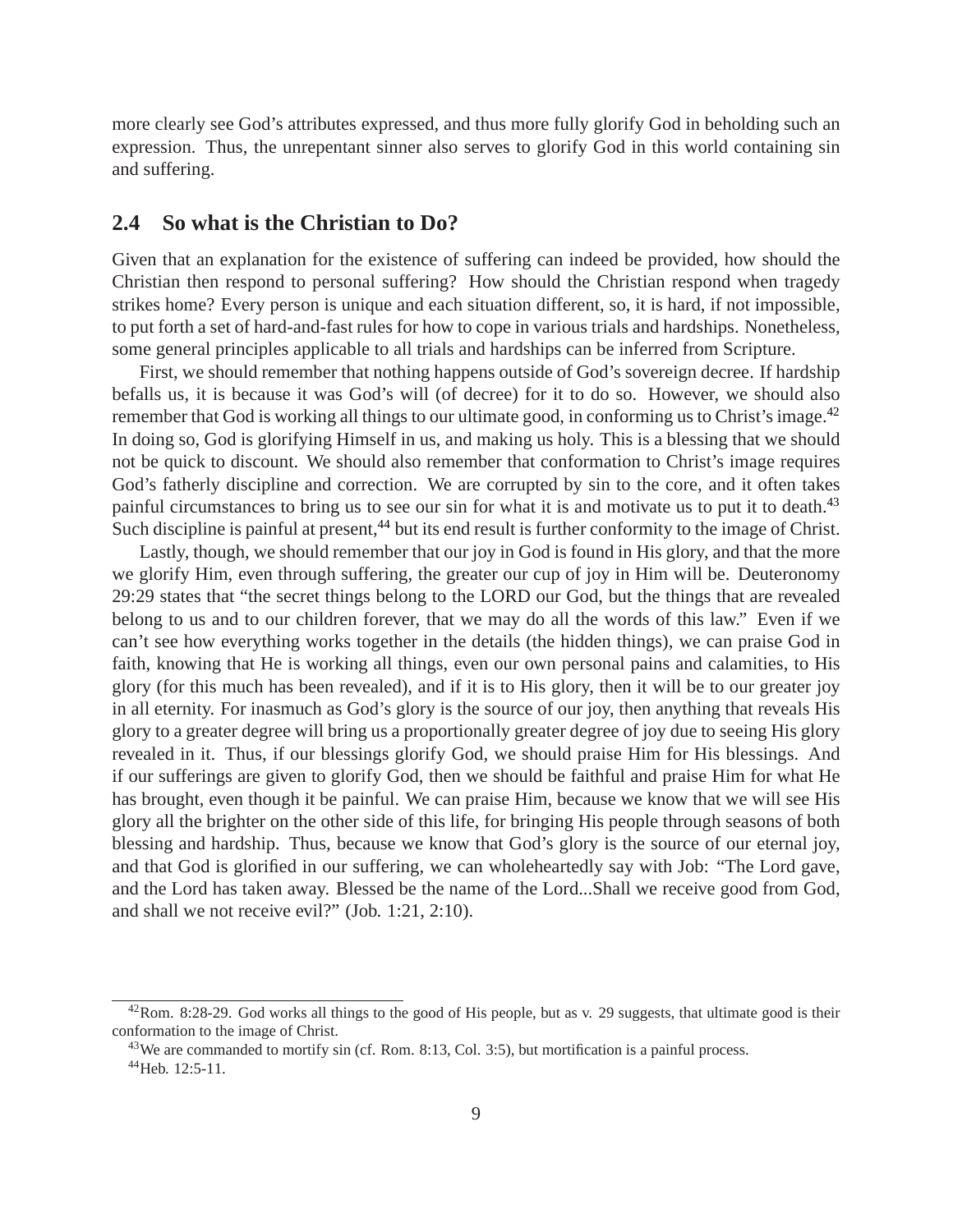more clearly see God's attributes expressed, and thus more fully glorify God in beholding such an expression. Thus, the unrepentant sinner also serves to glorify God in this world containing sin and suffering.

## 2.4 So what is the Christian to Do?

Given that an explanation for the existence of suffering can indeed be provided, how should the Christian then respond to personal suffering? How should the Christian respond when tragedy strikes home? Every person is unique and each situation different, so, it is hard, if not impossible, to put forth a set of hard-and-fast rules for how to cope in various trials and hardships. Nonetheless, some general principles applicable to all trials and hardships can be inferred from Scripture.

First, we should remember that nothing happens outside of God's sovereign decree. If hardship befalls us, it is because it was God's will (of decree) for it to do so. However, we should also remember that God is working all things to our ultimate good, in conforming us to Christ's image.[42] In doing so, God is glorifying Himself in us, and making us holy. This is a blessing that we should not be quick to discount. We should also remember that conformation to Christ's image requires God's fatherly discipline and correction. We are corrupted by sin to the core, and it often takes painful circumstances to bring us to see our sin for what it is and motivate us to put it to death.[43] Such discipline is painful at present,[44] but its end result is further conformity to the image of Christ.

Lastly, though, we should remember that our joy in God is found in His glory, and that the more we glorify Him, even through suffering, the greater our cup of joy in Him will be. Deuteronomy 29:29 states that "the secret things belong to the LORD our God, but the things that are revealed belong to us and to our children forever, that we may do all the words of this law." Even if we can't see how everything works together in the details (the hidden things), we can praise God in faith, knowing that He is working all things, even our own personal pains and calamities, to His glory (for this much has been revealed), and if it is to His glory, then it will be to our greater joy in all eternity. For inasmuch as God's glory is the source of our joy, then anything that reveals His glory to a greater degree will bring us a proportionally greater degree of joy due to seeing His glory revealed in it. Thus, if our blessings glorify God, we should praise Him for His blessings. And if our sufferings are given to glorify God, then we should be faithful and praise Him for what He has brought, even though it be painful. We can praise Him, because we know that we will see His glory all the brighter on the other side of this life, for bringing His people through seasons of both blessing and hardship. Thus, because we know that God's glory is the source of our eternal joy, and that God is glorified in our suffering, we can wholeheartedly say with Job: "The Lord gave, and the Lord has taken away. Blessed be the name of the Lord...Shall we receive good from God, and shall we not receive evil?" (Job. 1:21, 2:10).

---

[42] Rom. 8:28-29. God works all things to the good of His people, but as v. 29 suggests, that ultimate good is their conformation to the image of Christ.

[43] We are commanded to mortify sin (cf. Rom. 8:13, Col. 3:5), but mortification is a painful process.

[44] Heb. 12:5-11.